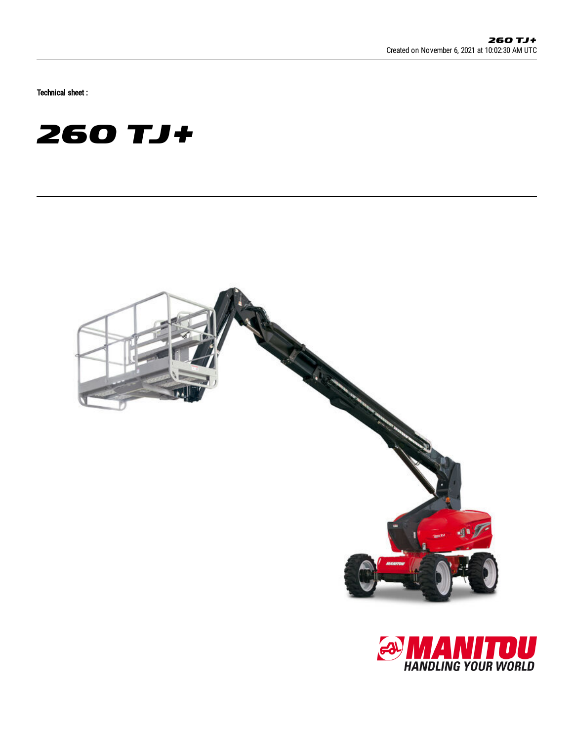Technical sheet :

# 260 TJ+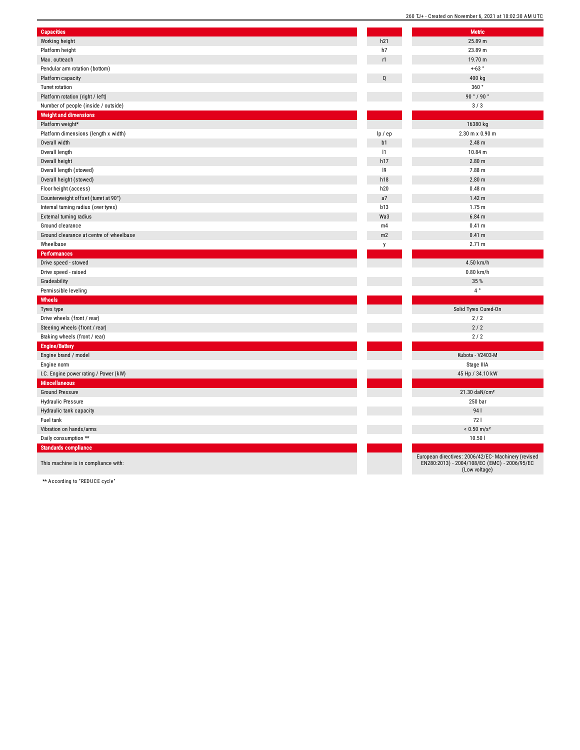| Capacities | | Metric |
|---|---|---|
| Working height | h21 | 25.89 m |
| Platform height | h7 | 23.89 m |
| Max. outreach | r1 | 19.70 m |
| Pendular arm rotation (bottom) | | +-63 ° |
| Platform capacity | Q | 400 kg |
| Turret rotation | | 360 ° |
| Platform rotation (right / left) | | 90 ° / 90 ° |
| Number of people (inside / outside) | | 3 / 3 |
| **Weight and dimensions** | | |
| Platform weight* | | 16380 kg |
| Platform dimensions (length x width) | lp / ep | 2.30 m x 0.90 m |
| Overall width | b1 | 2.48 m |
| Overall length | l1 | 10.84 m |
| Overall height | h17 | 2.80 m |
| Overall length (stowed) | l9 | 7.88 m |
| Overall height (stowed) | h18 | 2.80 m |
| Floor height (access) | h20 | 0.48 m |
| Counterweight offset (turret at 90°) | a7 | 1.42 m |
| Internal turning radius (over tyres) | b13 | 1.75 m |
| External turning radius | Wa3 | 6.84 m |
| Ground clearance | m4 | 0.41 m |
| Ground clearance at centre of wheelbase | m2 | 0.41 m |
| Wheelbase | y | 2.71 m |
| **Performances** | | |
| Drive speed - stowed | | 4.50 km/h |
| Drive speed - raised | | 0.80 km/h |
| Gradeability | | 35 % |
| Permissible leveling | | 4 ° |
| **Wheels** | | |
| Tyres type | | Solid Tyres Cured-On |
| Drive wheels (front / rear) | | 2 / 2 |
| Steering wheels (front / rear) | | 2 / 2 |
| Braking wheels (front / rear) | | 2 / 2 |
| **Engine/Battery** | | |
| Engine brand / model | | Kubota - V2403-M |
| Engine norm | | Stage IIIA |
| I.C. Engine power rating / Power (kW) | | 45 Hp / 34.10 kW |
| **Miscellaneous** | | |
| Ground Pressure | | 21.30 daN/cm² |
| Hydraulic Pressure | | 250 bar |
| Hydraulic tank capacity | | 94 l |
| Fuel tank | | 72 l |
| Vibration on hands/arms | | < 0.50 m/s² |
| Daily consumption ** | | 10.50 l |
| **Standards compliance** | | |
| This machine is in compliance with: | | European directives: 2006/42/EC- Machinery (revised EN280:2013) - 2004/108/EC (EMC) - 2006/95/EC (Low voltage) |

** According to "REDUCE cycle"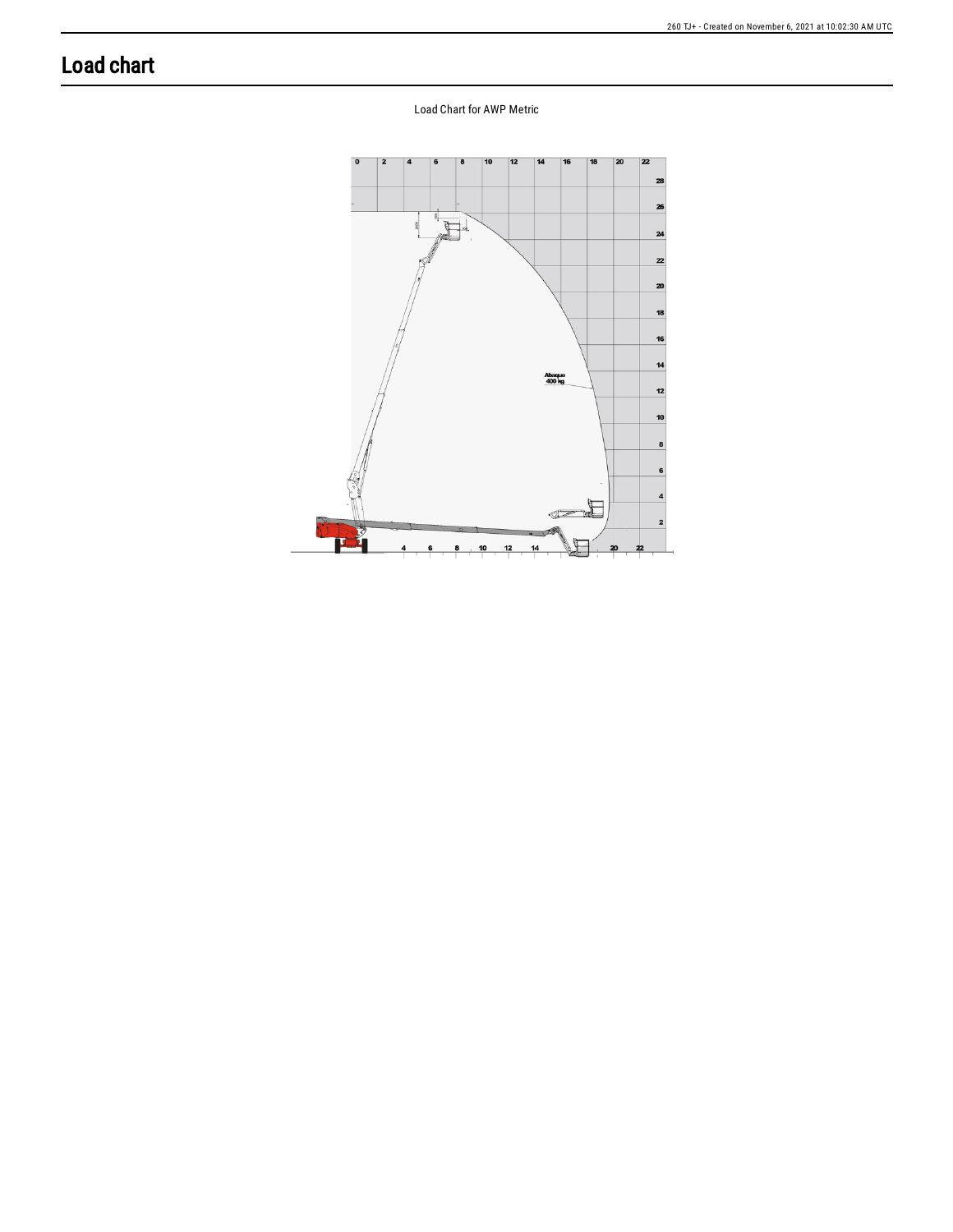# Load chart

Load Chart for AWP Metric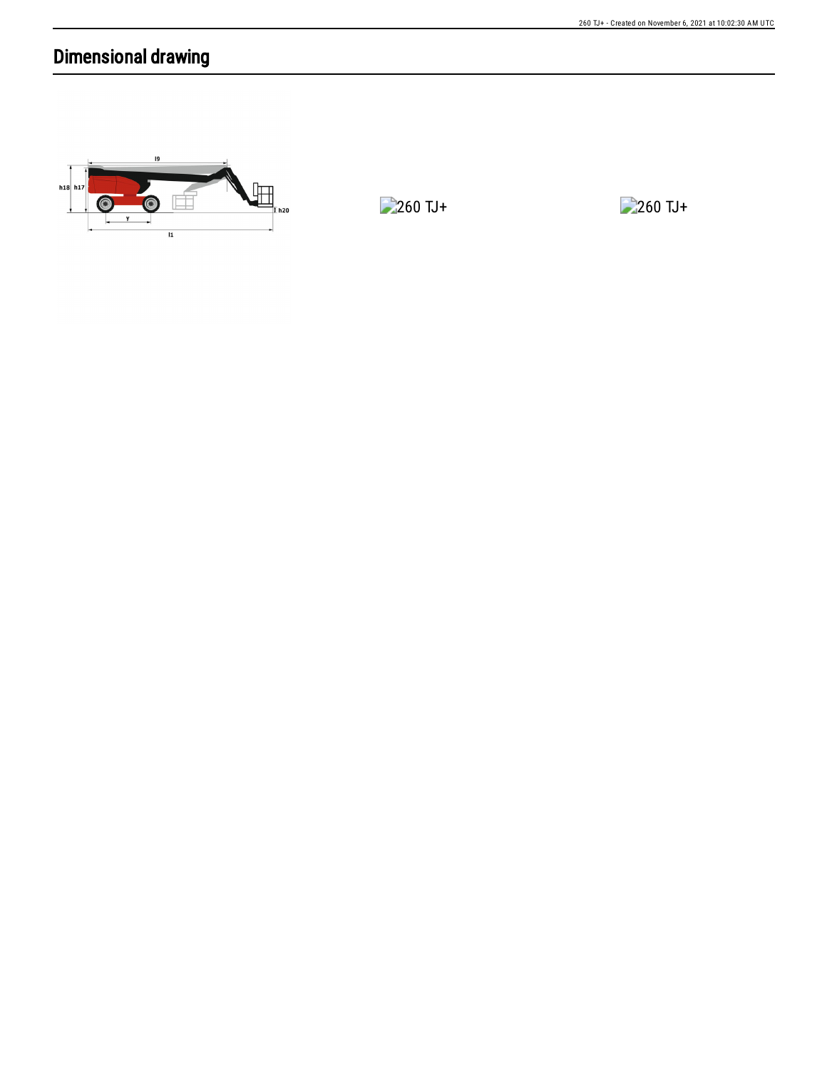## Dimensional drawing

260 TJ+

260 TJ+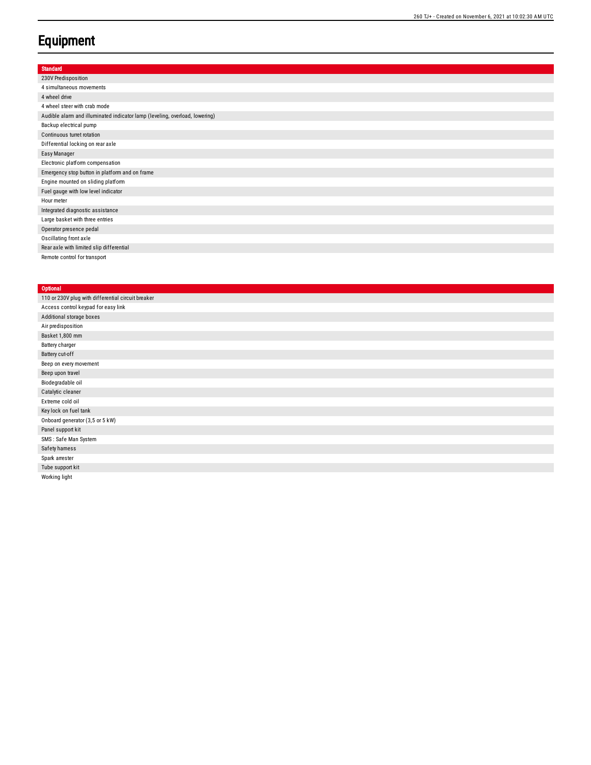# Equipment

| Standard |
| --- |
| 230V Predisposition |
| 4 simultaneous movements |
| 4 wheel drive |
| 4 wheel steer with crab mode |
| Audible alarm and illuminated indicator lamp (leveling, overload, lowering) |
| Backup electrical pump |
| Continuous turret rotation |
| Differential locking on rear axle |
| Easy Manager |
| Electronic platform compensation |
| Emergency stop button in platform and on frame |
| Engine mounted on sliding platform |
| Fuel gauge with low level indicator |
| Hour meter |
| Integrated diagnostic assistance |
| Large basket with three entries |
| Operator presence pedal |
| Oscillating front axle |
| Rear axle with limited slip differential |
| Remote control for transport |

| Optional |
| --- |
| 110 or 230V plug with differential circuit breaker |
| Access control keypad for easy link |
| Additional storage boxes |
| Air predisposition |
| Basket 1,800 mm |
| Battery charger |
| Battery cut-off |
| Beep on every movement |
| Beep upon travel |
| Biodegradable oil |
| Catalytic cleaner |
| Extreme cold oil |
| Key lock on fuel tank |
| Onboard generator (3,5 or 5 kW) |
| Panel support kit |
| SMS : Safe Man System |
| Safety harness |
| Spark arrester |
| Tube support kit |
| Working light |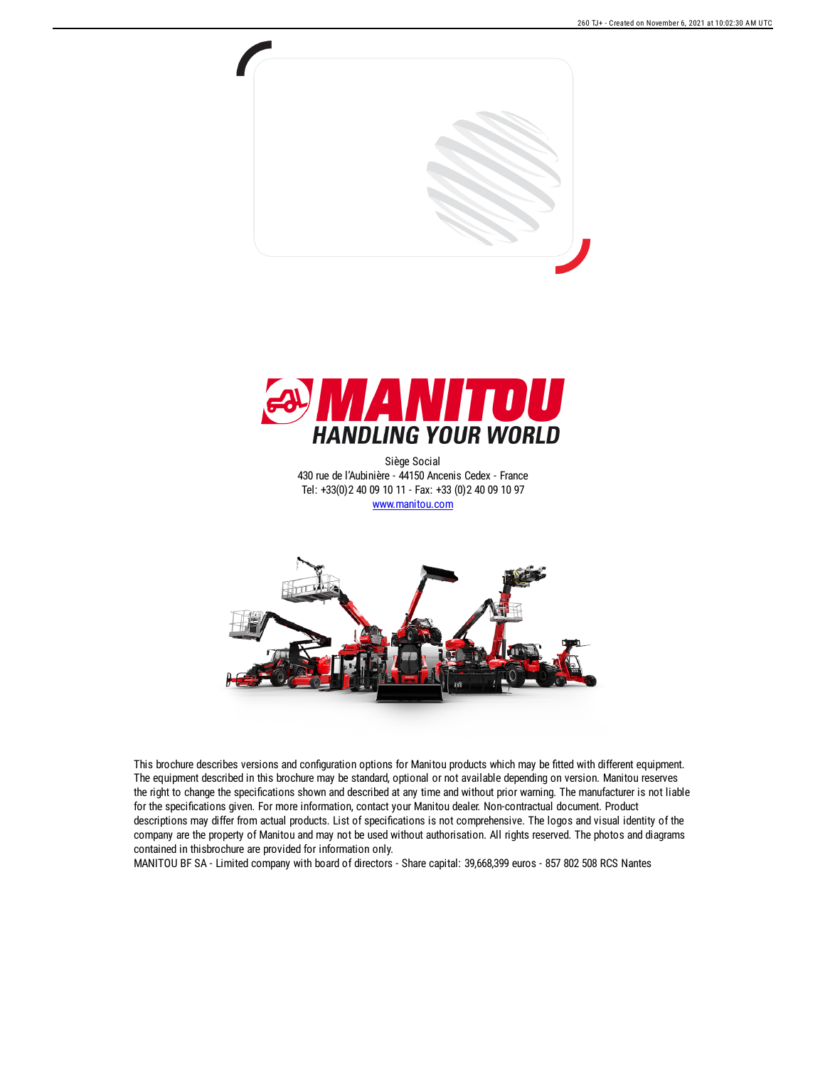MANITOU
HANDLING YOUR WORLD

Siège Social
430 rue de l'Aubinière - 44150 Ancenis Cedex - France
Tel: +33(0)2 40 09 10 11 - Fax: +33 (0)2 40 09 10 97
[www.manitou.com](http://www.manitou.com)

This brochure describes versions and configuration options for Manitou products which may be fitted with different equipment. The equipment described in this brochure may be standard, optional or not available depending on version. Manitou reserves the right to change the specifications shown and described at any time and without prior warning. The manufacturer is not liable for the specifications given. For more information, contact your Manitou dealer. Non-contractual document. Product descriptions may differ from actual products. List of specifications is not comprehensive. The logos and visual identity of the company are the property of Manitou and may not be used without authorisation. All rights reserved. The photos and diagrams contained in thisbrochure are provided for information only.
MANITOU BF SA - Limited company with board of directors - Share capital: 39,668,399 euros - 857 802 508 RCS Nantes